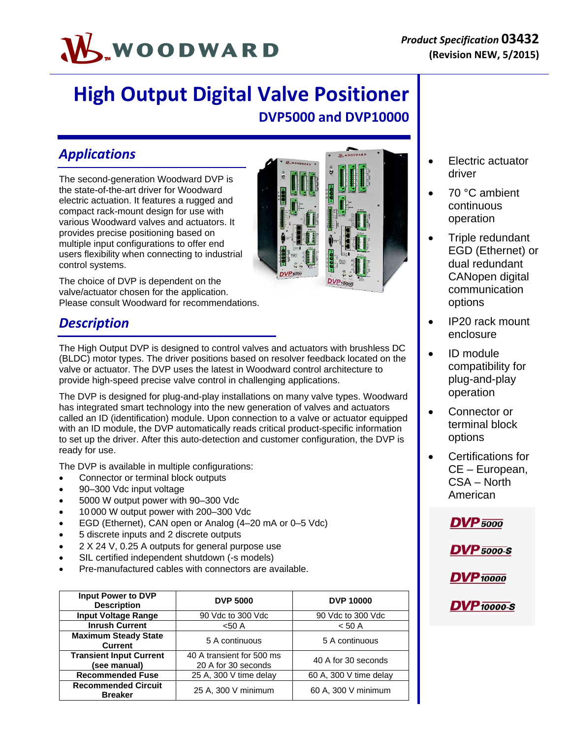WOODWARD

*Product Specification* **03432**
**(Revision NEW, 5/2015)**

# High Output Digital Valve Positioner

## DVP5000 and DVP10000

## *Applications*

The second-generation Woodward DVP is the state-of-the-art driver for Woodward electric actuation. It features a rugged and compact rack-mount design for use with various Woodward valves and actuators. It provides precise positioning based on multiple input configurations to offer end users flexibility when connecting to industrial control systems.

The choice of DVP is dependent on the valve/actuator chosen for the application. Please consult Woodward for recommendations.

## *Description*

The High Output DVP is designed to control valves and actuators with brushless DC (BLDC) motor types. The driver positions based on resolver feedback located on the valve or actuator. The DVP uses the latest in Woodward control architecture to provide high-speed precise valve control in challenging applications.

The DVP is designed for plug-and-play installations on many valve types. Woodward has integrated smart technology into the new generation of valves and actuators called an ID (identification) module. Upon connection to a valve or actuator equipped with an ID module, the DVP automatically reads critical product-specific information to set up the driver. After this auto-detection and customer configuration, the DVP is ready for use.

The DVP is available in multiple configurations:

- Connector or terminal block outputs
- 90–300 Vdc input voltage
- 5000 W output power with 90–300 Vdc
- 10 000 W output power with 200–300 Vdc
- EGD (Ethernet), CAN open or Analog (4–20 mA or 0–5 Vdc)
- 5 discrete inputs and 2 discrete outputs
- 2 X 24 V, 0.25 A outputs for general purpose use
- SIL certified independent shutdown (-s models)
- Pre-manufactured cables with connectors are available.

| Input Power to DVP Description | DVP 5000 | DVP 10000 |
|---|---|---|
| **Input Voltage Range** | 90 Vdc to 300 Vdc | 90 Vdc to 300 Vdc |
| **Inrush Current** | <50 A | < 50 A |
| **Maximum Steady State Current** | 5 A continuous | 5 A continuous |
| **Transient Input Current (see manual)** | 40 A transient for 500 ms<br>20 A for 30 seconds | 40 A for 30 seconds |
| **Recommended Fuse** | 25 A, 300 V time delay | 60 A, 300 V time delay |
| **Recommended Circuit Breaker** | 25 A, 300 V minimum | 60 A, 300 V minimum |

- Electric actuator driver
- 70 °C ambient continuous operation
- Triple redundant EGD (Ethernet) or dual redundant CANopen digital communication options
- IP20 rack mount enclosure
- ID module compatibility for plug-and-play operation
- Connector or terminal block options
- Certifications for CE – European, CSA – North American

DVP 5000

DVP 5000-S

DVP 10000

DVP 10000-S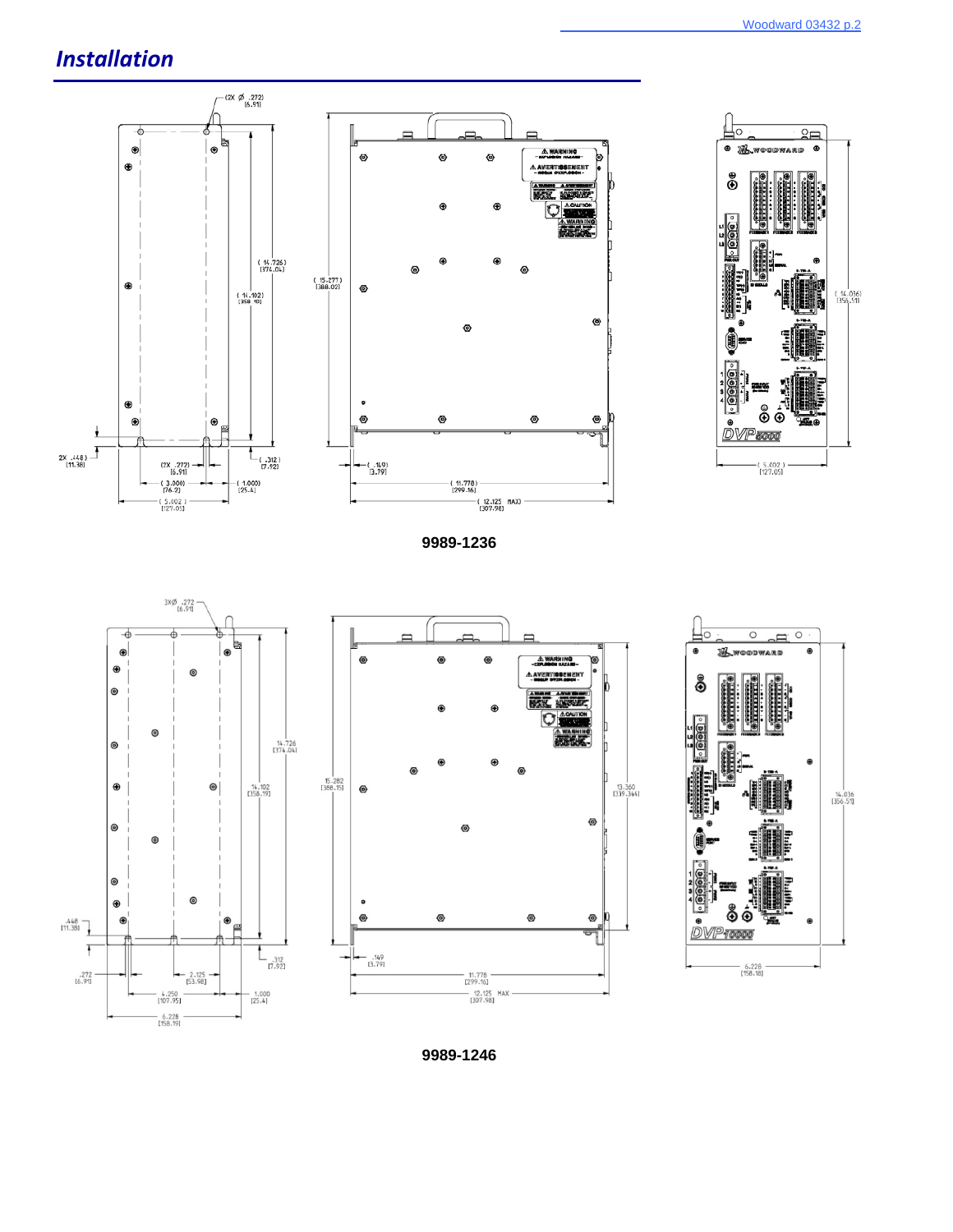## Installation

(2X Ø .272)
[6.91]

( 14.726 )
[374.04]

( 14.102 )
[358.19]

( 15.277 )
[388.02]

( 14.036 )
[356.51]

2X .448
[11.38]

(2X .272)
[6.91]

( 3.000 )
[76.2]

( 1.000 )
[25.4]

( .312 )
[7.92]

( 5.002 )
[127.05]

( .149 )
[3.79]

( 11.778 )
[299.16]

( 12.125 MAX)
[307.98]

( 5.002 )
[127.05]

**9989-1236**

3XØ .272
[6.91]

14.726
[374.04]

14.102
[358.19]

15.282
[388.15]

13.360
[339.344]

14.036
[356.51]

.448
[11.38]

.272
[6.91]

2.125
[53.98]

4.250
[107.95]

1.000
[25.4]

.312
[7.92]

6.228
[158.19]

.149
[3.79]

11.778
[299.16]

12.125 MAX
[307.98]

6.228
[158.18]

**9989-1246**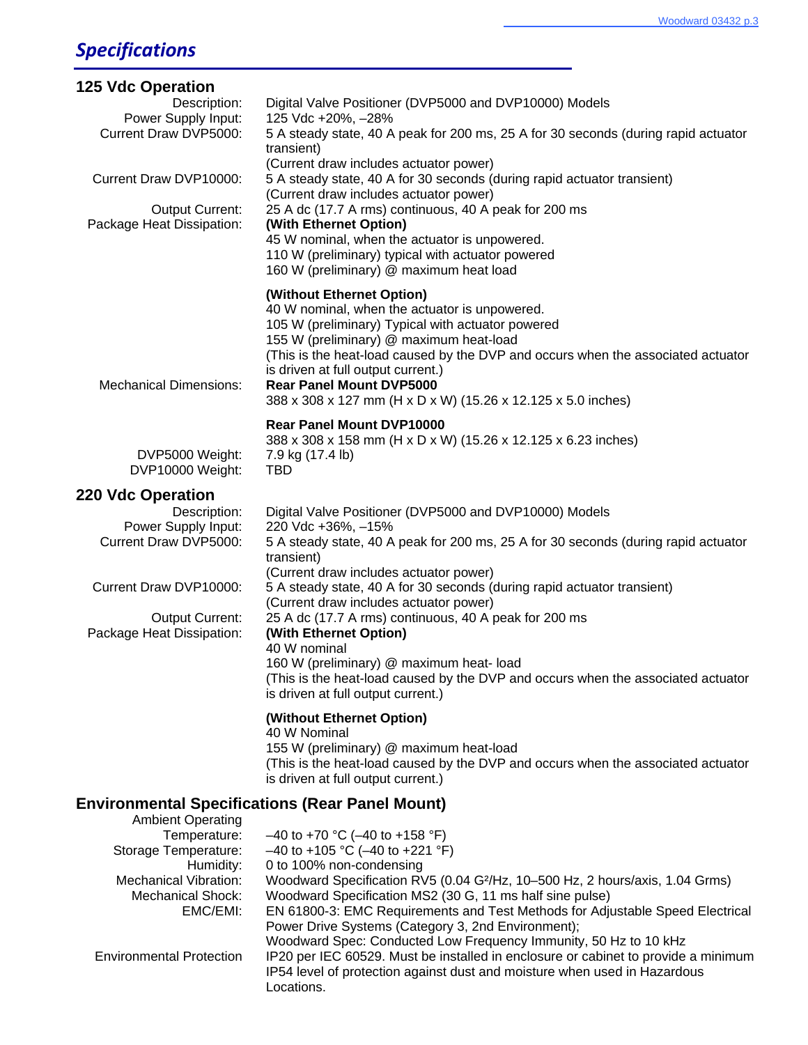## *Specifications*

### 125 Vdc Operation

| | |
|---|---|
| Description: | Digital Valve Positioner (DVP5000 and DVP10000) Models |
| Power Supply Input: | 125 Vdc +20%, –28% |
| Current Draw DVP5000: | 5 A steady state, 40 A peak for 200 ms, 25 A for 30 seconds (during rapid actuator transient)<br>(Current draw includes actuator power) |
| Current Draw DVP10000: | 5 A steady state, 40 A for 30 seconds (during rapid actuator transient)<br>(Current draw includes actuator power) |
| Output Current: | 25 A dc (17.7 A rms) continuous, 40 A peak for 200 ms |
| Package Heat Dissipation: | **(With Ethernet Option)**<br>45 W nominal, when the actuator is unpowered.<br>110 W (preliminary) typical with actuator powered<br>160 W (preliminary) @ maximum heat load<br><br>**(Without Ethernet Option)**<br>40 W nominal, when the actuator is unpowered.<br>105 W (preliminary) Typical with actuator powered<br>155 W (preliminary) @ maximum heat-load<br>(This is the heat-load caused by the DVP and occurs when the associated actuator is driven at full output current.) |
| Mechanical Dimensions: | **Rear Panel Mount DVP5000**<br>388 x 308 x 127 mm (H x D x W) (15.26 x 12.125 x 5.0 inches)<br><br>**Rear Panel Mount DVP10000**<br>388 x 308 x 158 mm (H x D x W) (15.26 x 12.125 x 6.23 inches) |
| DVP5000 Weight: | 7.9 kg (17.4 lb) |
| DVP10000 Weight: | TBD |

### 220 Vdc Operation

| | |
|---|---|
| Description: | Digital Valve Positioner (DVP5000 and DVP10000) Models |
| Power Supply Input: | 220 Vdc +36%, –15% |
| Current Draw DVP5000: | 5 A steady state, 40 A peak for 200 ms, 25 A for 30 seconds (during rapid actuator transient)<br>(Current draw includes actuator power) |
| Current Draw DVP10000: | 5 A steady state, 40 A for 30 seconds (during rapid actuator transient)<br>(Current draw includes actuator power) |
| Output Current: | 25 A dc (17.7 A rms) continuous, 40 A peak for 200 ms |
| Package Heat Dissipation: | **(With Ethernet Option)**<br>40 W nominal<br>160 W (preliminary) @ maximum heat- load<br>(This is the heat-load caused by the DVP and occurs when the associated actuator is driven at full output current.)<br><br>**(Without Ethernet Option)**<br>40 W Nominal<br>155 W (preliminary) @ maximum heat-load<br>(This is the heat-load caused by the DVP and occurs when the associated actuator is driven at full output current.) |

### Environmental Specifications (Rear Panel Mount)

| | |
|---|---|
| Ambient Operating Temperature: | –40 to +70 °C (–40 to +158 °F) |
| Storage Temperature: | –40 to +105 °C (–40 to +221 °F) |
| Humidity: | 0 to 100% non-condensing |
| Mechanical Vibration: | Woodward Specification RV5 (0.04 G²/Hz, 10–500 Hz, 2 hours/axis, 1.04 Grms) |
| Mechanical Shock: | Woodward Specification MS2 (30 G, 11 ms half sine pulse) |
| EMC/EMI: | EN 61800-3: EMC Requirements and Test Methods for Adjustable Speed Electrical Power Drive Systems (Category 3, 2nd Environment);<br>Woodward Spec: Conducted Low Frequency Immunity, 50 Hz to 10 kHz |
| Environmental Protection | IP20 per IEC 60529. Must be installed in enclosure or cabinet to provide a minimum IP54 level of protection against dust and moisture when used in Hazardous Locations. |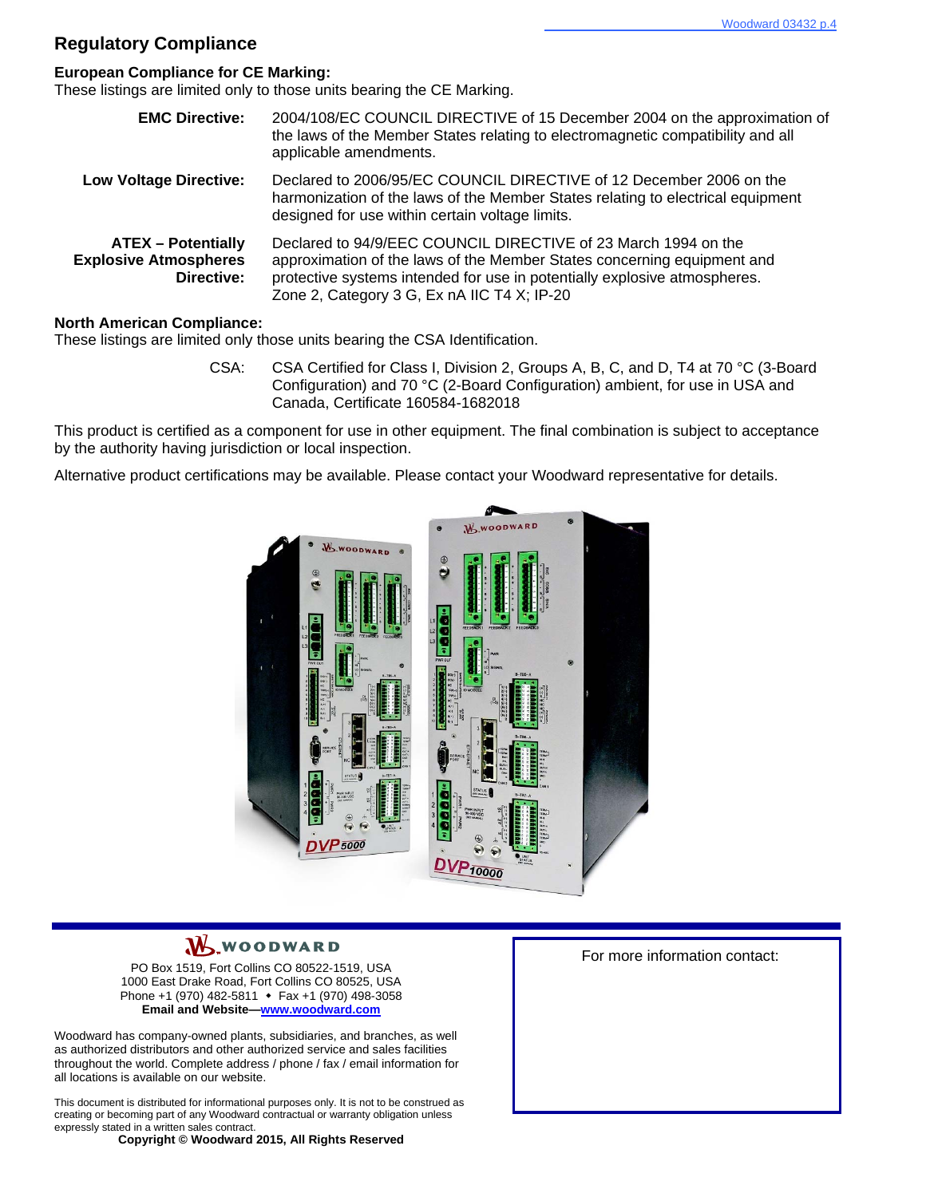## Regulatory Compliance

### European Compliance for CE Marking:

These listings are limited only to those units bearing the CE Marking.

| | |
|---|---|
| **EMC Directive:** | 2004/108/EC COUNCIL DIRECTIVE of 15 December 2004 on the approximation of the laws of the Member States relating to electromagnetic compatibility and all applicable amendments. |
| **Low Voltage Directive:** | Declared to 2006/95/EC COUNCIL DIRECTIVE of 12 December 2006 on the harmonization of the laws of the Member States relating to electrical equipment designed for use within certain voltage limits. |
| **ATEX – Potentially Explosive Atmospheres Directive:** | Declared to 94/9/EEC COUNCIL DIRECTIVE of 23 March 1994 on the approximation of the laws of the Member States concerning equipment and protective systems intended for use in potentially explosive atmospheres. Zone 2, Category 3 G, Ex nA IIC T4 X; IP-20 |

### North American Compliance:

These listings are limited only those units bearing the CSA Identification.

| | |
|---|---|
| CSA: | CSA Certified for Class I, Division 2, Groups A, B, C, and D, T4 at 70 °C (3-Board Configuration) and 70 °C (2-Board Configuration) ambient, for use in USA and Canada, Certificate 160584-1682018 |

This product is certified as a component for use in other equipment. The final combination is subject to acceptance by the authority having jurisdiction or local inspection.

Alternative product certifications may be available. Please contact your Woodward representative for details.

**WOODWARD**

PO Box 1519, Fort Collins CO 80522-1519, USA
1000 East Drake Road, Fort Collins CO 80525, USA
Phone +1 (970) 482-5811 • Fax +1 (970) 498-3058
**Email and Website—www.woodward.com**

Woodward has company-owned plants, subsidiaries, and branches, as well as authorized distributors and other authorized service and sales facilities throughout the world. Complete address / phone / fax / email information for all locations is available on our website.

This document is distributed for informational purposes only. It is not to be construed as creating or becoming part of any Woodward contractual or warranty obligation unless expressly stated in a written sales contract.

**Copyright © Woodward 2015, All Rights Reserved**

For more information contact: